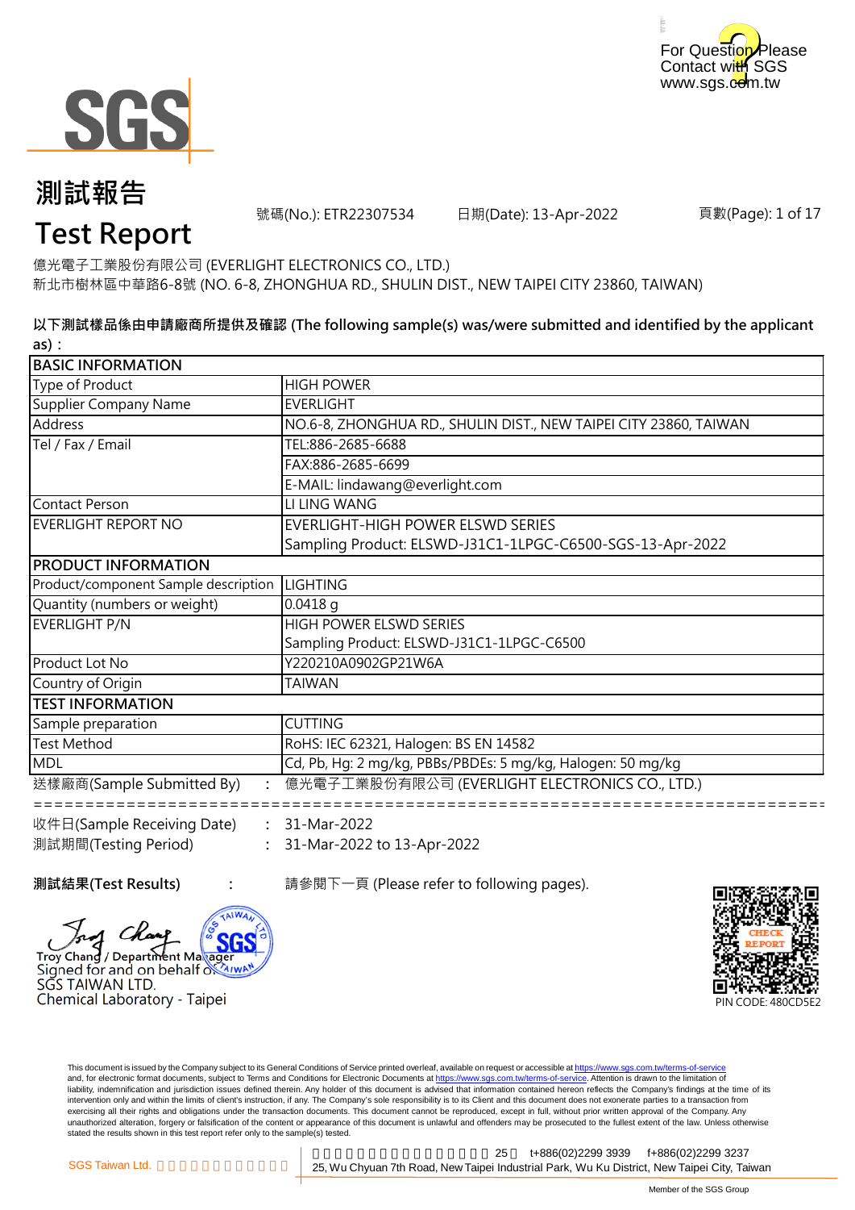For Question Please Contact with SGS
www.sgs.com.tw

# 測試報告
# Test Report

號碼(No.): ETR22307534　　日期(Date): 13-Apr-2022　　頁數(Page): 1 of 17

億光電子工業股份有限公司 (EVERLIGHT ELECTRONICS CO., LTD.)
新北市樹林區中華路6-8號 (NO. 6-8, ZHONGHUA RD., SHULIN DIST., NEW TAIPEI CITY 23860, TAIWAN)

**以下測試樣品係由申請廠商所提供及確認 (The following sample(s) was/were submitted and identified by the applicant as)：**

| BASIC INFORMATION | |
|---|---|
| Type of Product | HIGH POWER |
| Supplier Company Name | EVERLIGHT |
| Address | NO.6-8, ZHONGHUA RD., SHULIN DIST., NEW TAIPEI CITY 23860, TAIWAN |
| Tel / Fax / Email | TEL:886-2685-6688 |
| | FAX:886-2685-6699 |
| | E-MAIL: lindawang@everlight.com |
| Contact Person | LI LING WANG |
| EVERLIGHT REPORT NO | EVERLIGHT-HIGH POWER ELSWD SERIES<br>Sampling Product: ELSWD-J31C1-1LPGC-C6500-SGS-13-Apr-2022 |
| **PRODUCT INFORMATION** | |
| Product/component Sample description | LIGHTING |
| Quantity (numbers or weight) | 0.0418 g |
| EVERLIGHT P/N | HIGH POWER ELSWD SERIES<br>Sampling Product: ELSWD-J31C1-1LPGC-C6500 |
| Product Lot No | Y220210A0902GP21W6A |
| Country of Origin | TAIWAN |
| **TEST INFORMATION** | |
| Sample preparation | CUTTING |
| Test Method | RoHS: IEC 62321, Halogen: BS EN 14582 |
| MDL | Cd, Pb, Hg: 2 mg/kg, PBBs/PBDEs: 5 mg/kg, Halogen: 50 mg/kg |

送樣廠商(Sample Submitted By)　:　億光電子工業股份有限公司 (EVERLIGHT ELECTRONICS CO., LTD.)

==========================================================================

收件日(Sample Receiving Date)　:　31-Mar-2022
測試期間(Testing Period)　:　31-Mar-2022 to 13-Apr-2022

**測試結果(Test Results)**　:　請參閱下一頁 (Please refer to following pages).

Troy Chang / Department Manager
Signed for and on behalf of
SGS TAIWAN LTD.
Chemical Laboratory - Taipei

CHECK REPORT
PIN CODE: 480CD5E2

This document is issued by the Company subject to its General Conditions of Service printed overleaf, available on request or accessible at https://www.sgs.com.tw/terms-of-service and, for electronic format documents, subject to Terms and Conditions for Electronic Documents at https://www.sgs.com.tw/terms-of-service. Attention is drawn to the limitation of liability, indemnification and jurisdiction issues defined therein. Any holder of this document is advised that information contained hereon reflects the Company's findings at the time of its intervention only and within the limits of client's instruction, if any. The Company's sole responsibility is to its Client and this document does not exonerate parties to a transaction from exercising all their rights and obligations under the transaction documents. This document cannot be reproduced, except in full, without prior written approval of the Company. Any unauthorized alteration, forgery or falsification of the content or appearance of this document is unlawful and offenders may be prosecuted to the fullest extent of the law. Unless otherwise stated the results shown in this test report refer only to the sample(s) tested.

SGS Taiwan Ltd. | 25, Wu Chyuan 7th Road, New Taipei Industrial Park, Wu Ku District, New Taipei City, Taiwan | t+886(02)2299 3939 | f+886(02)2299 3237

Member of the SGS Group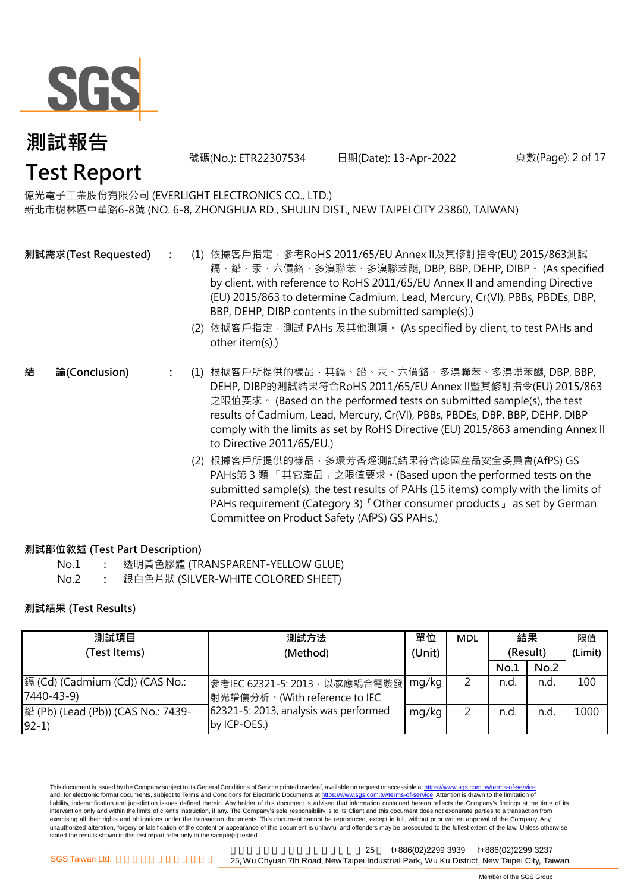# 測試報告

# Test Report

號碼(No.): ETR22307534 日期(Date): 13-Apr-2022

億光電子工業股份有限公司 (EVERLIGHT ELECTRONICS CO., LTD.)
新北市樹林區中華路6-8號 (NO. 6-8, ZHONGHUA RD., SHULIN DIST., NEW TAIPEI CITY 23860, TAIWAN)

**測試需求(Test Requested)** :

(1) 依據客戶指定，參考RoHS 2011/65/EU Annex II及其修訂指令(EU) 2015/863測試鎘、鉛、汞、六價鉻、多溴聯苯、多溴聯苯醚, DBP, BBP, DEHP, DIBP。 (As specified by client, with reference to RoHS 2011/65/EU Annex II and amending Directive (EU) 2015/863 to determine Cadmium, Lead, Mercury, Cr(VI), PBBs, PBDEs, DBP, BBP, DEHP, DIBP contents in the submitted sample(s).)

(2) 依據客戶指定，測試 PAHs 及其他測項。 (As specified by client, to test PAHs and other item(s).)

**結　論(Conclusion)** :

(1) 根據客戶所提供的樣品，其鎘、鉛、汞、六價鉻、多溴聯苯、多溴聯苯醚, DBP, BBP, DEHP, DIBP的測試結果符合RoHS 2011/65/EU Annex II暨其修訂指令(EU) 2015/863之限值要求。 (Based on the performed tests on submitted sample(s), the test results of Cadmium, Lead, Mercury, Cr(VI), PBBs, PBDEs, DBP, BBP, DEHP, DIBP comply with the limits as set by RoHS Directive (EU) 2015/863 amending Annex II to Directive 2011/65/EU.)

(2) 根據客戶所提供的樣品，多環芳香烴測試結果符合德國產品安全委員會(AfPS) GS PAHs第 3 類 「其它產品」之限值要求。(Based upon the performed tests on the submitted sample(s), the test results of PAHs (15 items) comply with the limits of PAHs requirement (Category 3)「Other consumer products」 as set by German Committee on Product Safety (AfPS) GS PAHs.)

**測試部位敘述 (Test Part Description)**

No.1 : 透明黃色膠體 (TRANSPARENT-YELLOW GLUE)
No.2 : 銀白色片狀 (SILVER-WHITE COLORED SHEET)

**測試結果 (Test Results)**

| 測試項目 (Test Items) | 測試方法 (Method) | 單位 (Unit) | MDL | 結果 (Result) | | 限值 (Limit) |
|---|---|---|---|---|---|---|
| | | | | No.1 | No.2 | |
| 鎘 (Cd) (Cadmium (Cd)) (CAS No.: 7440-43-9) | 參考IEC 62321-5: 2013，以感應耦合電漿發射光譜儀分析。(With reference to IEC 62321-5: 2013, analysis was performed by ICP-OES.) | mg/kg | 2 | n.d. | n.d. | 100 |
| 鉛 (Pb) (Lead (Pb)) (CAS No.: 7439-92-1) | | mg/kg | 2 | n.d. | n.d. | 1000 |

This document is issued by the Company subject to its General Conditions of Service printed overleaf, available on request or accessible at https://www.sgs.com.tw/terms-of-service and, for electronic format documents, subject to Terms and Conditions for Electronic Documents at https://www.sgs.com.tw/terms-of-service. Attention is drawn to the limitation of liability, indemnification and jurisdiction issues defined therein. Any holder of this document is advised that information contained hereon reflects the Company's findings at the time of its intervention only and within the limits of client's instruction, if any. The Company's sole responsibility is to its Client and this document does not exonerate parties to a transaction from exercising all their rights and obligations under the transaction documents. This document cannot be reproduced, except in full, without prior written approval of the Company. Any unauthorized alteration, forgery or falsification of the content or appearance of this document is unlawful and offenders may be prosecuted to the fullest extent of the law. Unless otherwise stated the results shown in this test report refer only to the sample(s) tested.

SGS Taiwan Ltd. 台灣檢驗科技股份有限公司 | 新北市五股區新北產業園區五工七路25號 t+886(02)2299 3939 f+886(02)2299 3237
25, Wu Chyuan 7th Road, New Taipei Industrial Park, Wu Ku District, New Taipei City, Taiwan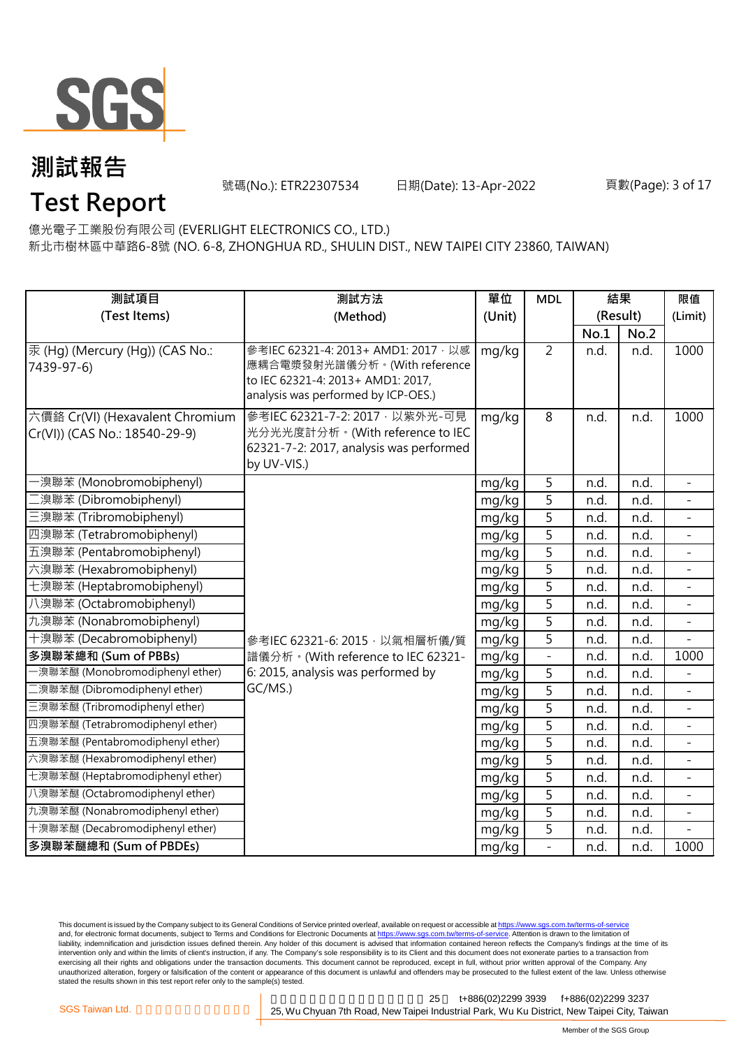# 測試報告

# Test Report

號碼(No.): ETR22307534 日期(Date): 13-Apr-2022

億光電子工業股份有限公司 (EVERLIGHT ELECTRONICS CO., LTD.)
新北市樹林區中華路6-8號 (NO. 6-8, ZHONGHUA RD., SHULIN DIST., NEW TAIPEI CITY 23860, TAIWAN)

| 測試項目 (Test Items) | 測試方法 (Method) | 單位 (Unit) | MDL | 結果 (Result) | | 限值 (Limit) |
|---|---|---|---|---|---|---|
| | | | | No.1 | No.2 | |
| 汞 (Hg) (Mercury (Hg)) (CAS No.: 7439-97-6) | 參考IEC 62321-4: 2013+ AMD1: 2017，以感應耦合電漿發射光譜儀分析。(With reference to IEC 62321-4: 2013+ AMD1: 2017, analysis was performed by ICP-OES.) | mg/kg | 2 | n.d. | n.d. | 1000 |
| 六價鉻 Cr(VI) (Hexavalent Chromium Cr(VI)) (CAS No.: 18540-29-9) | 參考IEC 62321-7-2: 2017，以紫外光-可見光分光光度計分析。(With reference to IEC 62321-7-2: 2017, analysis was performed by UV-VIS.) | mg/kg | 8 | n.d. | n.d. | 1000 |
| 一溴聯苯 (Monobromobiphenyl) | 參考IEC 62321-6: 2015，以氣相層析儀/質譜儀分析。(With reference to IEC 62321-6: 2015, analysis was performed by GC/MS.) | mg/kg | 5 | n.d. | n.d. | - |
| 二溴聯苯 (Dibromobiphenyl) | | mg/kg | 5 | n.d. | n.d. | - |
| 三溴聯苯 (Tribromobiphenyl) | | mg/kg | 5 | n.d. | n.d. | - |
| 四溴聯苯 (Tetrabromobiphenyl) | | mg/kg | 5 | n.d. | n.d. | - |
| 五溴聯苯 (Pentabromobiphenyl) | | mg/kg | 5 | n.d. | n.d. | - |
| 六溴聯苯 (Hexabromobiphenyl) | | mg/kg | 5 | n.d. | n.d. | - |
| 七溴聯苯 (Heptabromobiphenyl) | | mg/kg | 5 | n.d. | n.d. | - |
| 八溴聯苯 (Octabromobiphenyl) | | mg/kg | 5 | n.d. | n.d. | - |
| 九溴聯苯 (Nonabromobiphenyl) | | mg/kg | 5 | n.d. | n.d. | - |
| 十溴聯苯 (Decabromobiphenyl) | | mg/kg | 5 | n.d. | n.d. | - |
| **多溴聯苯總和 (Sum of PBBs)** | | mg/kg | - | n.d. | n.d. | 1000 |
| 一溴聯苯醚 (Monobromodiphenyl ether) | | mg/kg | 5 | n.d. | n.d. | - |
| 二溴聯苯醚 (Dibromodiphenyl ether) | | mg/kg | 5 | n.d. | n.d. | - |
| 三溴聯苯醚 (Tribromodiphenyl ether) | | mg/kg | 5 | n.d. | n.d. | - |
| 四溴聯苯醚 (Tetrabromodiphenyl ether) | | mg/kg | 5 | n.d. | n.d. | - |
| 五溴聯苯醚 (Pentabromodiphenyl ether) | | mg/kg | 5 | n.d. | n.d. | - |
| 六溴聯苯醚 (Hexabromodiphenyl ether) | | mg/kg | 5 | n.d. | n.d. | - |
| 七溴聯苯醚 (Heptabromodiphenyl ether) | | mg/kg | 5 | n.d. | n.d. | - |
| 八溴聯苯醚 (Octabromodiphenyl ether) | | mg/kg | 5 | n.d. | n.d. | - |
| 九溴聯苯醚 (Nonabromodiphenyl ether) | | mg/kg | 5 | n.d. | n.d. | - |
| 十溴聯苯醚 (Decabromodiphenyl ether) | | mg/kg | 5 | n.d. | n.d. | - |
| **多溴聯苯醚總和 (Sum of PBDEs)** | | mg/kg | - | n.d. | n.d. | 1000 |

This document is issued by the Company subject to its General Conditions of Service printed overleaf, available on request or accessible at https://www.sgs.com.tw/terms-of-service and, for electronic format documents, subject to Terms and Conditions for Electronic Documents at https://www.sgs.com.tw/terms-of-service. Attention is drawn to the limitation of liability, indemnification and jurisdiction issues defined therein. Any holder of this document is advised that information contained hereon reflects the Company's findings at the time of its intervention only and within the limits of client's instruction, if any. The Company's sole responsibility is to its Client and this document does not exonerate parties to a transaction from exercising all their rights and obligations under the transaction documents. This document cannot be reproduced, except in full, without prior written approval of the Company. Any unauthorized alteration, forgery or falsification of the content or appearance of this document is unlawful and offenders may be prosecuted to the fullest extent of the law. Unless otherwise stated the results shown in this test report refer only to the sample(s) tested.

SGS Taiwan Ltd. | 25 t+886(02)2299 3939 f+886(02)2299 3237 | 25, Wu Chyuan 7th Road, New Taipei Industrial Park, Wu Ku District, New Taipei City, Taiwan

Member of the SGS Group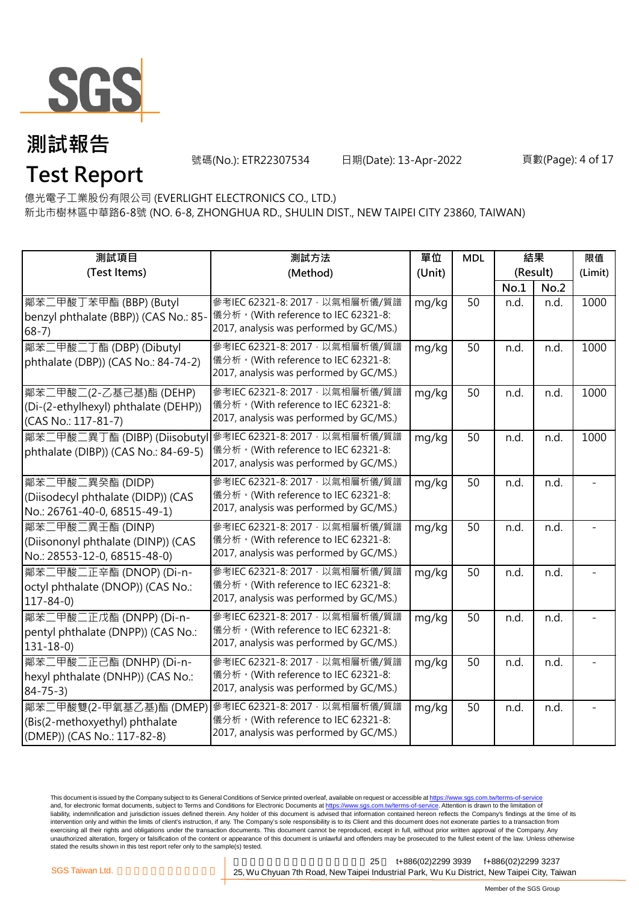# 測試報告

# Test Report

號碼(No.): ETR22307534　　日期(Date): 13-Apr-2022

億光電子工業股份有限公司 (EVERLIGHT ELECTRONICS CO., LTD.)
新北市樹林區中華路6-8號 (NO. 6-8, ZHONGHUA RD., SHULIN DIST., NEW TAIPEI CITY 23860, TAIWAN)

| 測試項目 (Test Items) | 測試方法 (Method) | 單位 (Unit) | MDL | 結果 (Result) No.1 | 結果 (Result) No.2 | 限值 (Limit) |
|---|---|---|---|---|---|---|
| 鄰苯二甲酸丁苯甲酯 (BBP) (Butyl benzyl phthalate (BBP)) (CAS No.: 85-68-7) | 參考IEC 62321-8: 2017，以氣相層析儀/質譜儀分析。(With reference to IEC 62321-8: 2017, analysis was performed by GC/MS.) | mg/kg | 50 | n.d. | n.d. | 1000 |
| 鄰苯二甲酸二丁酯 (DBP) (Dibutyl phthalate (DBP)) (CAS No.: 84-74-2) | 參考IEC 62321-8: 2017，以氣相層析儀/質譜儀分析。(With reference to IEC 62321-8: 2017, analysis was performed by GC/MS.) | mg/kg | 50 | n.d. | n.d. | 1000 |
| 鄰苯二甲酸二(2-乙基己基)酯 (DEHP) (Di-(2-ethylhexyl) phthalate (DEHP)) (CAS No.: 117-81-7) | 參考IEC 62321-8: 2017，以氣相層析儀/質譜儀分析。(With reference to IEC 62321-8: 2017, analysis was performed by GC/MS.) | mg/kg | 50 | n.d. | n.d. | 1000 |
| 鄰苯二甲酸二異丁酯 (DIBP) (Diisobutyl phthalate (DIBP)) (CAS No.: 84-69-5) | 參考IEC 62321-8: 2017，以氣相層析儀/質譜儀分析。(With reference to IEC 62321-8: 2017, analysis was performed by GC/MS.) | mg/kg | 50 | n.d. | n.d. | 1000 |
| 鄰苯二甲酸二異癸酯 (DIDP) (Diisodecyl phthalate (DIDP)) (CAS No.: 26761-40-0, 68515-49-1) | 參考IEC 62321-8: 2017，以氣相層析儀/質譜儀分析。(With reference to IEC 62321-8: 2017, analysis was performed by GC/MS.) | mg/kg | 50 | n.d. | n.d. | - |
| 鄰苯二甲酸二異壬酯 (DINP) (Diisononyl phthalate (DINP)) (CAS No.: 28553-12-0, 68515-48-0) | 參考IEC 62321-8: 2017，以氣相層析儀/質譜儀分析。(With reference to IEC 62321-8: 2017, analysis was performed by GC/MS.) | mg/kg | 50 | n.d. | n.d. | - |
| 鄰苯二甲酸二正辛酯 (DNOP) (Di-n-octyl phthalate (DNOP)) (CAS No.: 117-84-0) | 參考IEC 62321-8: 2017，以氣相層析儀/質譜儀分析。(With reference to IEC 62321-8: 2017, analysis was performed by GC/MS.) | mg/kg | 50 | n.d. | n.d. | - |
| 鄰苯二甲酸二正戊酯 (DNPP) (Di-n-pentyl phthalate (DNPP)) (CAS No.: 131-18-0) | 參考IEC 62321-8: 2017，以氣相層析儀/質譜儀分析。(With reference to IEC 62321-8: 2017, analysis was performed by GC/MS.) | mg/kg | 50 | n.d. | n.d. | - |
| 鄰苯二甲酸二正己酯 (DNHP) (Di-n-hexyl phthalate (DNHP)) (CAS No.: 84-75-3) | 參考IEC 62321-8: 2017，以氣相層析儀/質譜儀分析。(With reference to IEC 62321-8: 2017, analysis was performed by GC/MS.) | mg/kg | 50 | n.d. | n.d. | - |
| 鄰苯二甲酸雙(2-甲氧基乙基)酯 (DMEP) (Bis(2-methoxyethyl) phthalate (DMEP)) (CAS No.: 117-82-8) | 參考IEC 62321-8: 2017，以氣相層析儀/質譜儀分析。(With reference to IEC 62321-8: 2017, analysis was performed by GC/MS.) | mg/kg | 50 | n.d. | n.d. | - |

This document is issued by the Company subject to its General Conditions of Service printed overleaf, available on request or accessible at https://www.sgs.com.tw/terms-of-service and, for electronic format documents, subject to Terms and Conditions for Electronic Documents at https://www.sgs.com.tw/terms-of-service. Attention is drawn to the limitation of liability, indemnification and jurisdiction issues defined therein. Any holder of this document is advised that information contained hereon reflects the Company's findings at the time of its intervention only and within the limits of client's instruction, if any. The Company's sole responsibility is to its Client and this document does not exonerate parties to a transaction from exercising all their rights and obligations under the transaction documents. This document cannot be reproduced, except in full, without prior written approval of the Company. Any unauthorized alteration, forgery or falsification of the content or appearance of this document is unlawful and offenders may be prosecuted to the fullest extent of the law. Unless otherwise stated the results shown in this test report refer only to the sample(s) tested.

SGS Taiwan Ltd. 25, Wu Chyuan 7th Road, New Taipei Industrial Park, Wu Ku District, New Taipei City, Taiwan t+886(02)2299 3939 f+886(02)2299 3237

Member of the SGS Group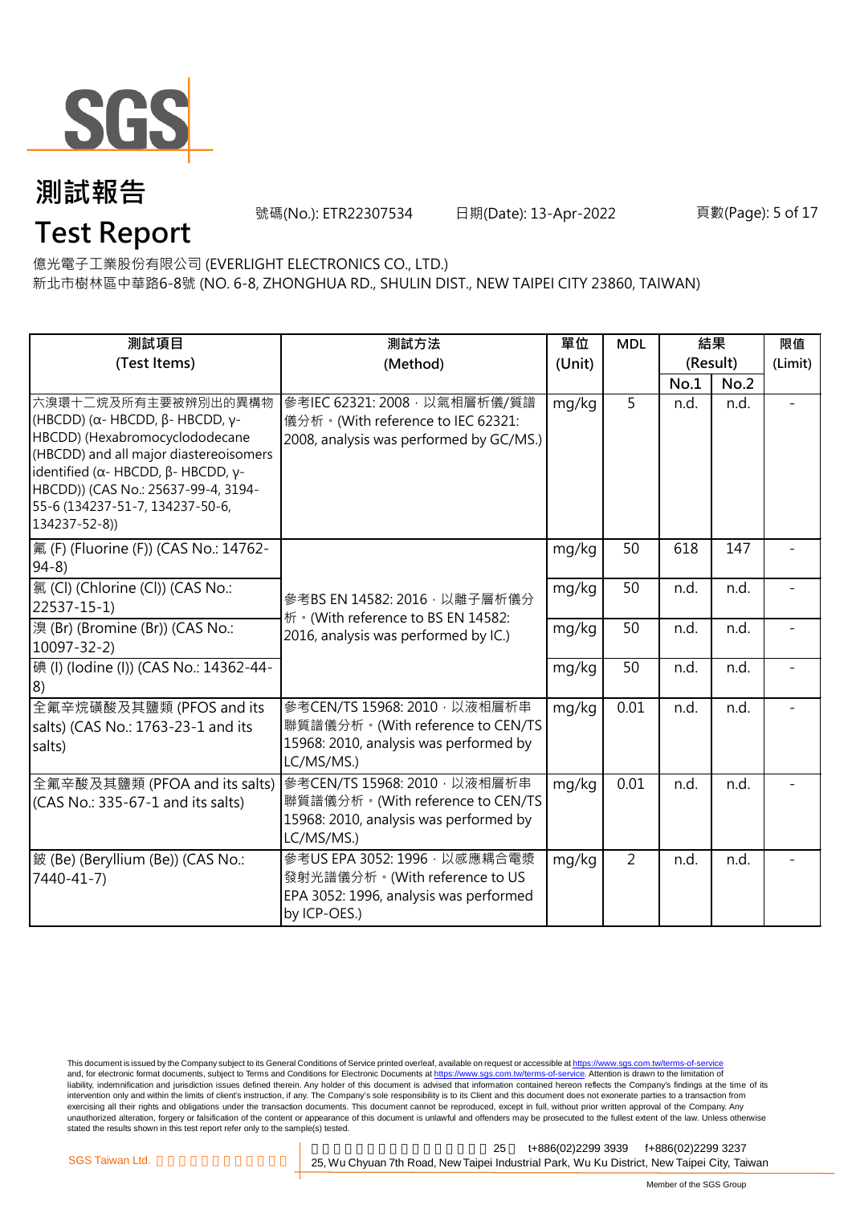# 測試報告
# Test Report

號碼(No.): ETR22307534 日期(Date): 13-Apr-2022

億光電子工業股份有限公司 (EVERLIGHT ELECTRONICS CO., LTD.)
新北市樹林區中華路6-8號 (NO. 6-8, ZHONGHUA RD., SHULIN DIST., NEW TAIPEI CITY 23860, TAIWAN)

| 測試項目 (Test Items) | 測試方法 (Method) | 單位 (Unit) | MDL | 結果 (Result) | | 限值 (Limit) |
|---|---|---|---|---|---|---|
| | | | | No.1 | No.2 | |
| 六溴環十二烷及所有主要被辨別出的異構物 (HBCDD) (α- HBCDD, β- HBCDD, γ- HBCDD) (Hexabromocyclododecane (HBCDD) and all major diastereoisomers identified (α- HBCDD, β- HBCDD, γ- HBCDD)) (CAS No.: 25637-99-4, 3194-55-6 (134237-51-7, 134237-50-6, 134237-52-8)) | 參考IEC 62321: 2008，以氣相層析儀/質譜儀分析。(With reference to IEC 62321: 2008, analysis was performed by GC/MS.) | mg/kg | 5 | n.d. | n.d. | - |
| 氟 (F) (Fluorine (F)) (CAS No.: 14762-94-8) | 參考BS EN 14582: 2016，以離子層析儀分析。(With reference to BS EN 14582: 2016, analysis was performed by IC.) | mg/kg | 50 | 618 | 147 | - |
| 氯 (Cl) (Chlorine (Cl)) (CAS No.: 22537-15-1) | | mg/kg | 50 | n.d. | n.d. | - |
| 溴 (Br) (Bromine (Br)) (CAS No.: 10097-32-2) | | mg/kg | 50 | n.d. | n.d. | - |
| 碘 (I) (Iodine (I)) (CAS No.: 14362-44-8) | | mg/kg | 50 | n.d. | n.d. | - |
| 全氟辛烷磺酸及其鹽類 (PFOS and its salts) (CAS No.: 1763-23-1 and its salts) | 參考CEN/TS 15968: 2010，以液相層析串聯質譜儀分析。(With reference to CEN/TS 15968: 2010, analysis was performed by LC/MS/MS.) | mg/kg | 0.01 | n.d. | n.d. | - |
| 全氟辛酸及其鹽類 (PFOA and its salts) (CAS No.: 335-67-1 and its salts) | 參考CEN/TS 15968: 2010，以液相層析串聯質譜儀分析。(With reference to CEN/TS 15968: 2010, analysis was performed by LC/MS/MS.) | mg/kg | 0.01 | n.d. | n.d. | - |
| 鈹 (Be) (Beryllium (Be)) (CAS No.: 7440-41-7) | 參考US EPA 3052: 1996，以感應耦合電漿發射光譜儀分析。(With reference to US EPA 3052: 1996, analysis was performed by ICP-OES.) | mg/kg | 2 | n.d. | n.d. | - |

This document is issued by the Company subject to its General Conditions of Service printed overleaf, available on request or accessible at https://www.sgs.com.tw/terms-of-service and, for electronic format documents, subject to Terms and Conditions for Electronic Documents at https://www.sgs.com.tw/terms-of-service. Attention is drawn to the limitation of liability, indemnification and jurisdiction issues defined therein. Any holder of this document is advised that information contained hereon reflects the Company's findings at the time of its intervention only and within the limits of client's instruction, if any. The Company's sole responsibility is to its Client and this document does not exonerate parties to a transaction from exercising all their rights and obligations under the transaction documents. This document cannot be reproduced, except in full, without prior written approval of the Company. Any unauthorized alteration, forgery or falsification of the content or appearance of this document is unlawful and offenders may be prosecuted to the fullest extent of the law. Unless otherwise stated the results shown in this test report refer only to the sample(s) tested.

SGS Taiwan Ltd. 25, Wu Chyuan 7th Road, New Taipei Industrial Park, Wu Ku District, New Taipei City, Taiwan t+886(02)2299 3939 f+886(02)2299 3237

Member of the SGS Group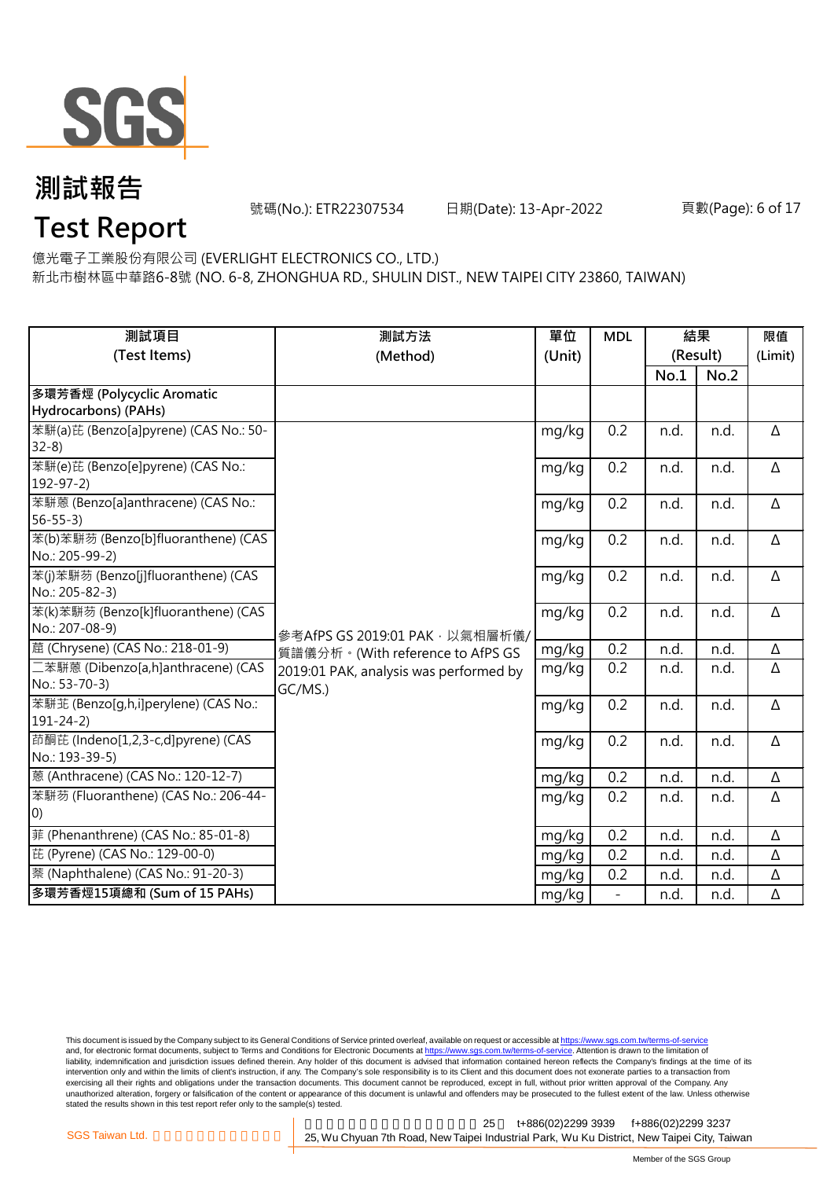# 測試報告

# Test Report

號碼(No.): ETR22307534 日期(Date): 13-Apr-2022

億光電子工業股份有限公司 (EVERLIGHT ELECTRONICS CO., LTD.)

新北市樹林區中華路6-8號 (NO. 6-8, ZHONGHUA RD., SHULIN DIST., NEW TAIPEI CITY 23860, TAIWAN)

| 測試項目 (Test Items) | 測試方法 (Method) | 單位 (Unit) | MDL | 結果 (Result) | | 限值 (Limit) |
|---|---|---|---|---|---|---|
| | | | | No.1 | No.2 | |
| **多環芳香烴 (Polycyclic Aromatic Hydrocarbons) (PAHs)** | | | | | | |
| 苯駢(a)芘 (Benzo[a]pyrene) (CAS No.: 50-32-8) | 參考AfPS GS 2019:01 PAK，以氣相層析儀/質譜儀分析。(With reference to AfPS GS 2019:01 PAK, analysis was performed by GC/MS.) | mg/kg | 0.2 | n.d. | n.d. | Δ |
| 苯駢(e)芘 (Benzo[e]pyrene) (CAS No.: 192-97-2) | | mg/kg | 0.2 | n.d. | n.d. | Δ |
| 苯駢蒽 (Benzo[a]anthracene) (CAS No.: 56-55-3) | | mg/kg | 0.2 | n.d. | n.d. | Δ |
| 苯(b)苯駢芴 (Benzo[b]fluoranthene) (CAS No.: 205-99-2) | | mg/kg | 0.2 | n.d. | n.d. | Δ |
| 苯(j)苯駢芴 (Benzo[j]fluoranthene) (CAS No.: 205-82-3) | | mg/kg | 0.2 | n.d. | n.d. | Δ |
| 苯(k)苯駢芴 (Benzo[k]fluoranthene) (CAS No.: 207-08-9) | | mg/kg | 0.2 | n.d. | n.d. | Δ |
| 䓛 (Chrysene) (CAS No.: 218-01-9) | | mg/kg | 0.2 | n.d. | n.d. | Δ |
| 二苯駢蒽 (Dibenzo[a,h]anthracene) (CAS No.: 53-70-3) | | mg/kg | 0.2 | n.d. | n.d. | Δ |
| 苯駢苙 (Benzo[g,h,i]perylene) (CAS No.: 191-24-2) | | mg/kg | 0.2 | n.d. | n.d. | Δ |
| 茚酮芘 (Indeno[1,2,3-c,d]pyrene) (CAS No.: 193-39-5) | | mg/kg | 0.2 | n.d. | n.d. | Δ |
| 蒽 (Anthracene) (CAS No.: 120-12-7) | | mg/kg | 0.2 | n.d. | n.d. | Δ |
| 苯駢芴 (Fluoranthene) (CAS No.: 206-44-0) | | mg/kg | 0.2 | n.d. | n.d. | Δ |
| 菲 (Phenanthrene) (CAS No.: 85-01-8) | | mg/kg | 0.2 | n.d. | n.d. | Δ |
| 芘 (Pyrene) (CAS No.: 129-00-0) | | mg/kg | 0.2 | n.d. | n.d. | Δ |
| 萘 (Naphthalene) (CAS No.: 91-20-3) | | mg/kg | 0.2 | n.d. | n.d. | Δ |
| **多環芳香烴15項總和 (Sum of 15 PAHs)** | | mg/kg | - | n.d. | n.d. | Δ |

This document is issued by the Company subject to its General Conditions of Service printed overleaf, available on request or accessible at https://www.sgs.com.tw/terms-of-service and, for electronic format documents, subject to Terms and Conditions for Electronic Documents at https://www.sgs.com.tw/terms-of-service. Attention is drawn to the limitation of liability, indemnification and jurisdiction issues defined therein. Any holder of this document is advised that information contained hereon reflects the Company's findings at the time of its intervention only and within the limits of client's instruction, if any. The Company's sole responsibility is to its Client and this document does not exonerate parties to a transaction from exercising all their rights and obligations under the transaction documents. This document cannot be reproduced, except in full, without prior written approval of the Company. Any unauthorized alteration, forgery or falsification of the content or appearance of this document is unlawful and offenders may be prosecuted to the fullest extent of the law. Unless otherwise stated the results shown in this test report refer only to the sample(s) tested.

SGS Taiwan Ltd. | 25, Wu Chyuan 7th Road, New Taipei Industrial Park, Wu Ku District, New Taipei City, Taiwan | t+886(02)2299 3939 f+886(02)2299 3237

Member of the SGS Group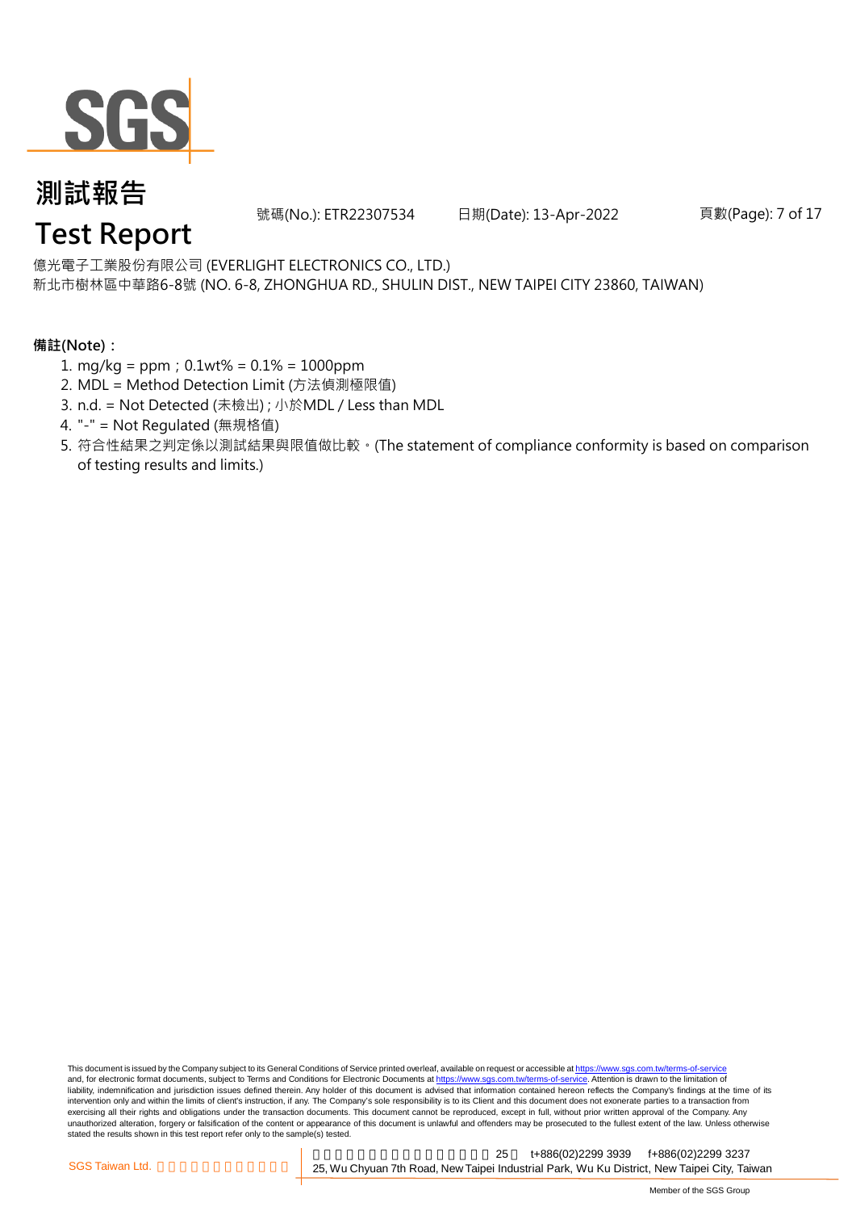億光電子工業股份有限公司 (EVERLIGHT ELECTRONICS CO., LTD.)
新北市樹林區中華路6-8號 (NO. 6-8, ZHONGHUA RD., SHULIN DIST., NEW TAIPEI CITY 23860, TAIWAN)

**備註(Note)：**

1. mg/kg = ppm；0.1wt% = 0.1% = 1000ppm
2. MDL = Method Detection Limit (方法偵測極限值)
3. n.d. = Not Detected (未檢出) ; 小於MDL / Less than MDL
4. "-" = Not Regulated (無規格值)
5. 符合性結果之判定係以測試結果與限值做比較。(The statement of compliance conformity is based on comparison of testing results and limits.)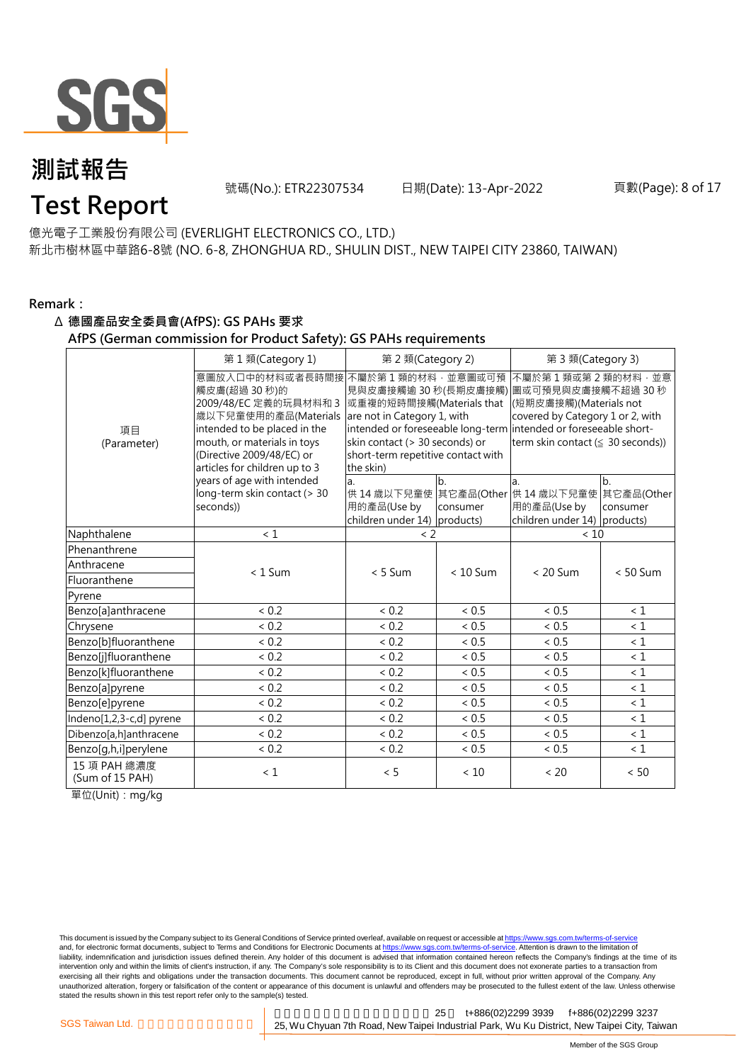億光電子工業股份有限公司 (EVERLIGHT ELECTRONICS CO., LTD.)
新北市樹林區中華路6-8號 (NO. 6-8, ZHONGHUA RD., SHULIN DIST., NEW TAIPEI CITY 23860, TAIWAN)

**Remark：**

**Δ 德國產品安全委員會(AfPS): GS PAHs 要求**
**AfPS (German commission for Product Safety): GS PAHs requirements**

| 項目 (Parameter) | 第 1 類(Category 1) | 第 2 類(Category 2) | | 第 3 類(Category 3) | |
|---|---|---|---|---|---|
| | 意圖放入口中的材料或者長時間接觸皮膚(超過 30 秒)的 2009/48/EC 定義的玩具材料和 3 歲以下兒童使用的產品(Materials intended to be placed in the mouth, or materials in toys (Directive 2009/48/EC) or articles for children up to 3 years of age with intended long-term skin contact (> 30 seconds)) | 不屬於第 1 類的材料，並意圖或可預見與皮膚接觸逾 30 秒(長期皮膚接觸)或重複的短時間接觸(Materials that are not in Category 1, with intended or foreseeable long-term skin contact (> 30 seconds) or short-term repetitive contact with the skin) | | 不屬於第 1 類或第 2 類的材料，並意圖或可預見與皮膚接觸不超過 30 秒(短期皮膚接觸)(Materials not covered by Category 1 or 2, with intended or foreseeable short-term skin contact (≦ 30 seconds)) | |
| | | a. 供 14 歲以下兒童使用的產品(Use by children under 14) | b. 其它產品(Other consumer products) | a. 供 14 歲以下兒童使用的產品(Use by children under 14) | b. 其它產品(Other consumer products) |
| Naphthalene | < 1 | < 2 | | < 10 | |
| Phenanthrene | < 1 Sum | < 5 Sum | < 10 Sum | < 20 Sum | < 50 Sum |
| Anthracene | | | | | |
| Fluoranthene | | | | | |
| Pyrene | | | | | |
| Benzo[a]anthracene | < 0.2 | < 0.2 | < 0.5 | < 0.5 | < 1 |
| Chrysene | < 0.2 | < 0.2 | < 0.5 | < 0.5 | < 1 |
| Benzo[b]fluoranthene | < 0.2 | < 0.2 | < 0.5 | < 0.5 | < 1 |
| Benzo[j]fluoranthene | < 0.2 | < 0.2 | < 0.5 | < 0.5 | < 1 |
| Benzo[k]fluoranthene | < 0.2 | < 0.2 | < 0.5 | < 0.5 | < 1 |
| Benzo[a]pyrene | < 0.2 | < 0.2 | < 0.5 | < 0.5 | < 1 |
| Benzo[e]pyrene | < 0.2 | < 0.2 | < 0.5 | < 0.5 | < 1 |
| Indeno[1,2,3-c,d] pyrene | < 0.2 | < 0.2 | < 0.5 | < 0.5 | < 1 |
| Dibenzo[a,h]anthracene | < 0.2 | < 0.2 | < 0.5 | < 0.5 | < 1 |
| Benzo[g,h,i]perylene | < 0.2 | < 0.2 | < 0.5 | < 0.5 | < 1 |
| 15 項 PAH 總濃度 (Sum of 15 PAH) | < 1 | < 5 | < 10 | < 20 | < 50 |

單位(Unit)：mg/kg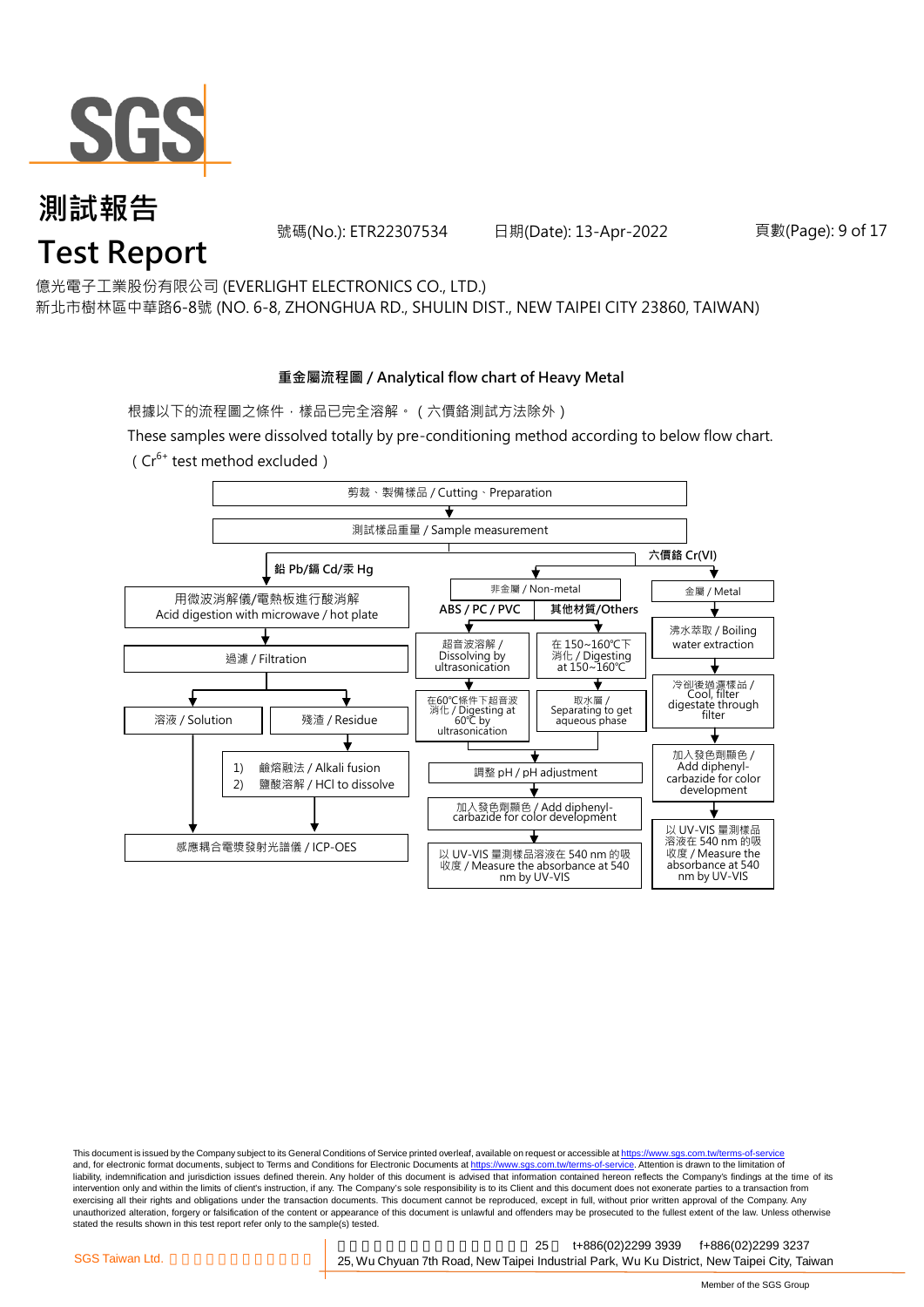# 測試報告
# Test Report

號碼(No.): ETR22307534　　日期(Date): 13-Apr-2022

億光電子工業股份有限公司 (EVERLIGHT ELECTRONICS CO., LTD.)
新北市樹林區中華路6-8號 (NO. 6-8, ZHONGHUA RD., SHULIN DIST., NEW TAIPEI CITY 23860, TAIWAN)

**重金屬流程圖 / Analytical flow chart of Heavy Metal**

根據以下的流程圖之條件，樣品已完全溶解。（六價鉻測試方法除外）

These samples were dissolved totally by pre-conditioning method according to below flow chart.
（$Cr^{6+}$ test method excluded）

剪裁、製備樣品 / Cutting、Preparation
→ 測試樣品重量 / Sample measurement

**鉛 Pb/鎘 Cd/汞 Hg**
- 用微波消解儀/電熱板進行酸消解 / Acid digestion with microwave / hot plate
- → 過濾 / Filtration
- → 溶液 / Solution → 感應耦合電漿發射光譜儀 / ICP-OES
- → 殘渣 / Residue → 1) 鹼熔融法 / Alkali fusion 2) 鹽酸溶解 / HCl to dissolve → 感應耦合電漿發射光譜儀 / ICP-OES

**六價鉻 Cr(VI)**
- 非金屬 / Non-metal
  - **ABS / PC / PVC**: 超音波溶解 / Dissolving by ultrasonication → 在60℃條件下超音波消化 / Digesting at 60℃ by ultrasonication
  - **其他材質/Others**: 在 150~160℃下消化 / Digesting at 150~160℃ → 取水層 / Separating to get aqueous phase
  - → 調整 pH / pH adjustment → 加入發色劑顯色 / Add diphenyl-carbazide for color development → 以 UV-VIS 量測樣品溶液在 540 nm 的吸收度 / Measure the absorbance at 540 nm by UV-VIS
- 金屬 / Metal
  - 沸水萃取 / Boiling water extraction → 冷卻後過濾樣品 / Cool, filter digestate through filter → 加入發色劑顯色 / Add diphenyl-carbazide for color development → 以 UV-VIS 量測樣品溶液在 540 nm 的吸收度 / Measure the absorbance at 540 nm by UV-VIS

This document is issued by the Company subject to its General Conditions of Service printed overleaf, available on request or accessible at https://www.sgs.com.tw/terms-of-service and, for electronic format documents, subject to Terms and Conditions for Electronic Documents at https://www.sgs.com.tw/terms-of-service. Attention is drawn to the limitation of liability, indemnification and jurisdiction issues defined therein. Any holder of this document is advised that information contained hereon reflects the Company's findings at the time of its intervention only and within the limits of client's instruction, if any. The Company's sole responsibility is to its Client and this document does not exonerate parties to a transaction from exercising all their rights and obligations under the transaction documents. This document cannot be reproduced, except in full, without prior written approval of the Company. Any unauthorized alteration, forgery or falsification of the content or appearance of this document is unlawful and offenders may be prosecuted to the fullest extent of the law. Unless otherwise stated the results shown in this test report refer only to the sample(s) tested.

SGS Taiwan Ltd. 25 t+886(02)2299 3939 f+886(02)2299 3237
25, Wu Chyuan 7th Road, New Taipei Industrial Park, Wu Ku District, New Taipei City, Taiwan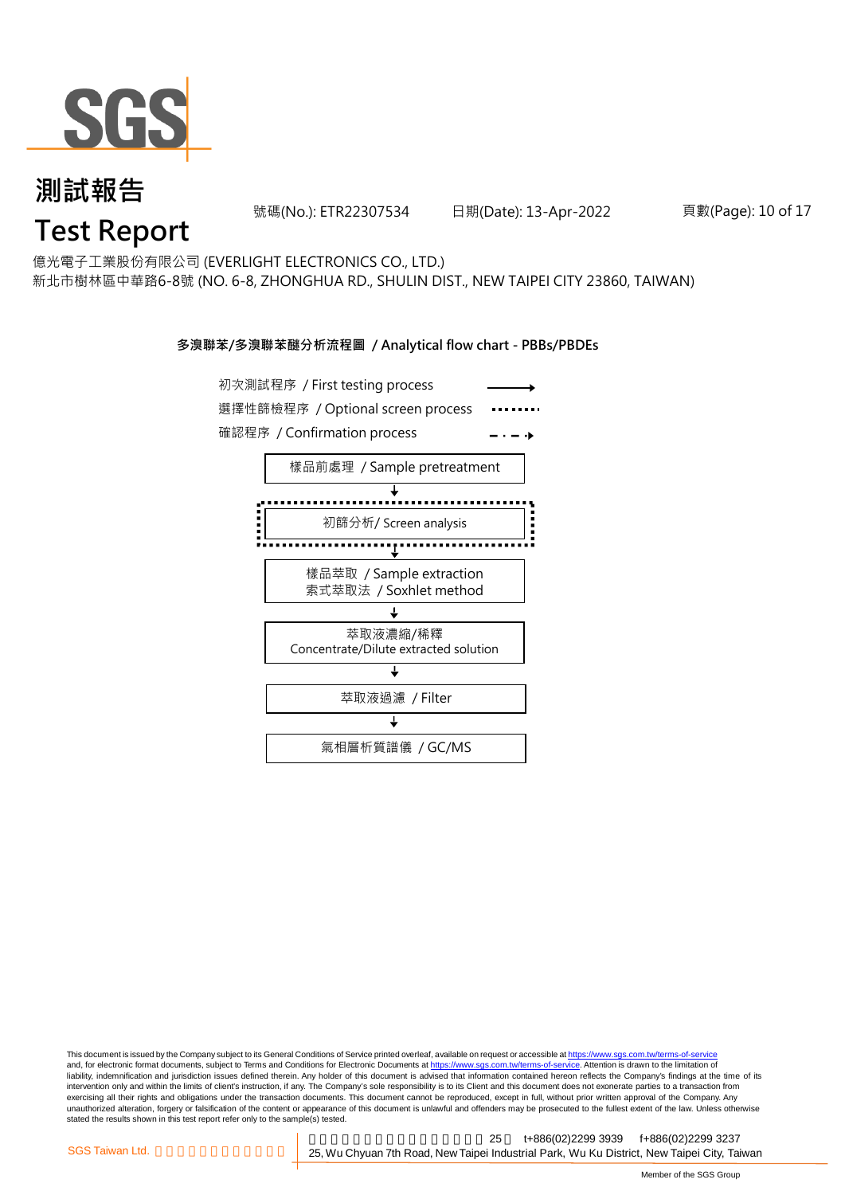# 測試報告
# Test Report

號碼(No.): ETR22307534 日期(Date): 13-Apr-2022

億光電子工業股份有限公司 (EVERLIGHT ELECTRONICS CO., LTD.)
新北市樹林區中華路6-8號 (NO. 6-8, ZHONGHUA RD., SHULIN DIST., NEW TAIPEI CITY 23860, TAIWAN)

**多溴聯苯/多溴聯苯醚分析流程圖 / Analytical flow chart - PBBs/PBDEs**

初次測試程序 / First testing process →
選擇性篩檢程序 / Optional screen process ⋯⋯
確認程序 / Confirmation process - · - ·→

樣品前處理 / Sample pretreatment
↓
初篩分析/ Screen analysis
↓
樣品萃取 / Sample extraction
索式萃取法 / Soxhlet method
↓
萃取液濃縮/稀釋
Concentrate/Dilute extracted solution
↓
萃取液過濾 / Filter
↓
氣相層析質譜儀 / GC/MS

This document is issued by the Company subject to its General Conditions of Service printed overleaf, available on request or accessible at https://www.sgs.com.tw/terms-of-service and, for electronic format documents, subject to Terms and Conditions for Electronic Documents at https://www.sgs.com.tw/terms-of-service. Attention is drawn to the limitation of liability, indemnification and jurisdiction issues defined therein. Any holder of this document is advised that information contained hereon reflects the Company's findings at the time of its intervention only and within the limits of client's instruction, if any. The Company's sole responsibility is to its Client and this document does not exonerate parties to a transaction from exercising all their rights and obligations under the transaction documents. This document cannot be reproduced, except in full, without prior written approval of the Company. Any unauthorized alteration, forgery or falsification of the content or appearance of this document is unlawful and offenders may be prosecuted to the fullest extent of the law. Unless otherwise stated the results shown in this test report refer only to the sample(s) tested.

SGS Taiwan Ltd. 25, Wu Chyuan 7th Road, New Taipei Industrial Park, Wu Ku District, New Taipei City, Taiwan t+886(02)2299 3939 f+886(02)2299 3237

Member of the SGS Group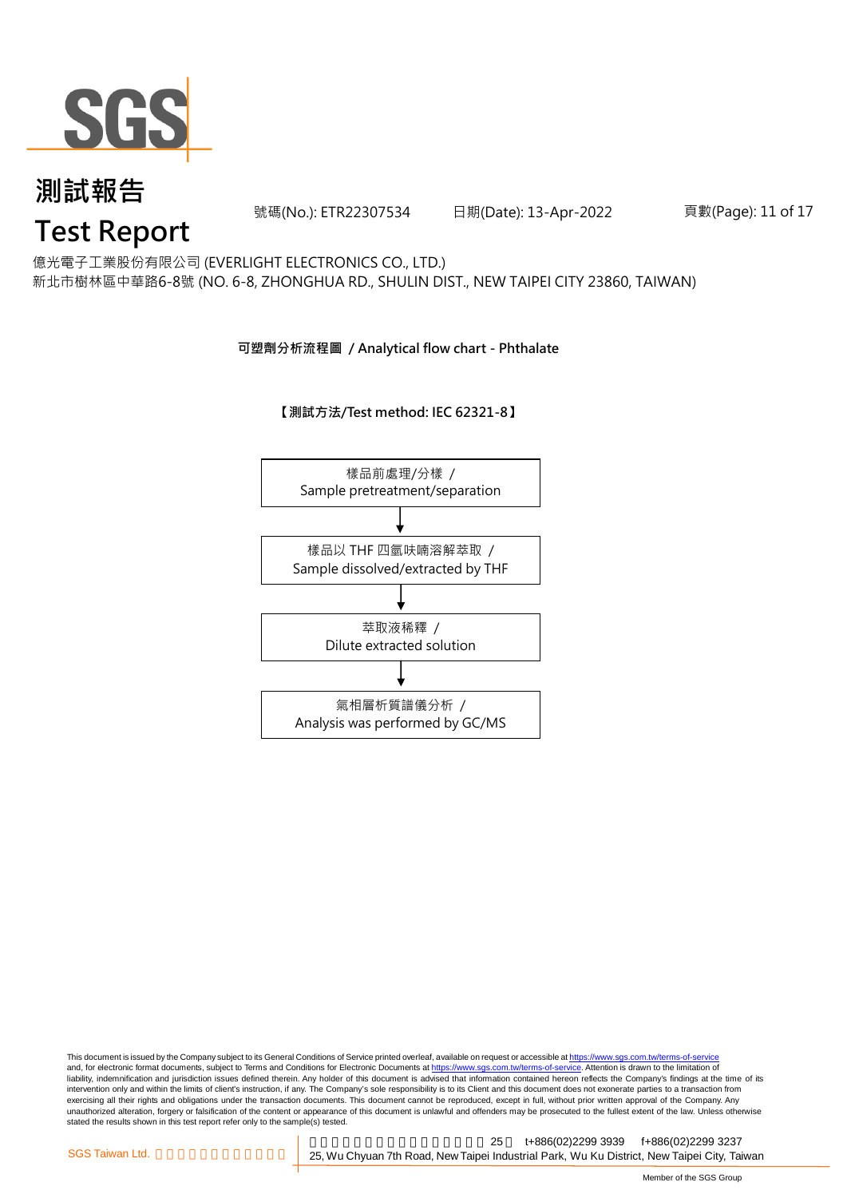# 測試報告
# Test Report

號碼(No.): ETR22307534 日期(Date): 13-Apr-2022

億光電子工業股份有限公司 (EVERLIGHT ELECTRONICS CO., LTD.)
新北市樹林區中華路6-8號 (NO. 6-8, ZHONGHUA RD., SHULIN DIST., NEW TAIPEI CITY 23860, TAIWAN)

**可塑劑分析流程圖 / Analytical flow chart - Phthalate**

**【測試方法/Test method: IEC 62321-8】**

樣品前處理/分樣 /
Sample pretreatment/separation

↓

樣品以 THF 四氫呋喃溶解萃取 /
Sample dissolved/extracted by THF

↓

萃取液稀釋 /
Dilute extracted solution

↓

氣相層析質譜儀分析 /
Analysis was performed by GC/MS

This document is issued by the Company subject to its General Conditions of Service printed overleaf, available on request or accessible at https://www.sgs.com.tw/terms-of-service and, for electronic format documents, subject to Terms and Conditions for Electronic Documents at https://www.sgs.com.tw/terms-of-service. Attention is drawn to the limitation of liability, indemnification and jurisdiction issues defined therein. Any holder of this document is advised that information contained hereon reflects the Company's findings at the time of its intervention only and within the limits of client's instruction, if any. The Company's sole responsibility is to its Client and this document does not exonerate parties to a transaction from exercising all their rights and obligations under the transaction documents. This document cannot be reproduced, except in full, without prior written approval of the Company. Any unauthorized alteration, forgery or falsification of the content or appearance of this document is unlawful and offenders may be prosecuted to the fullest extent of the law. Unless otherwise stated the results shown in this test report refer only to the sample(s) tested.

SGS Taiwan Ltd. 25 t+886(02)2299 3939 f+886(02)2299 3237
25, Wu Chyuan 7th Road, New Taipei Industrial Park, Wu Ku District, New Taipei City, Taiwan

Member of the SGS Group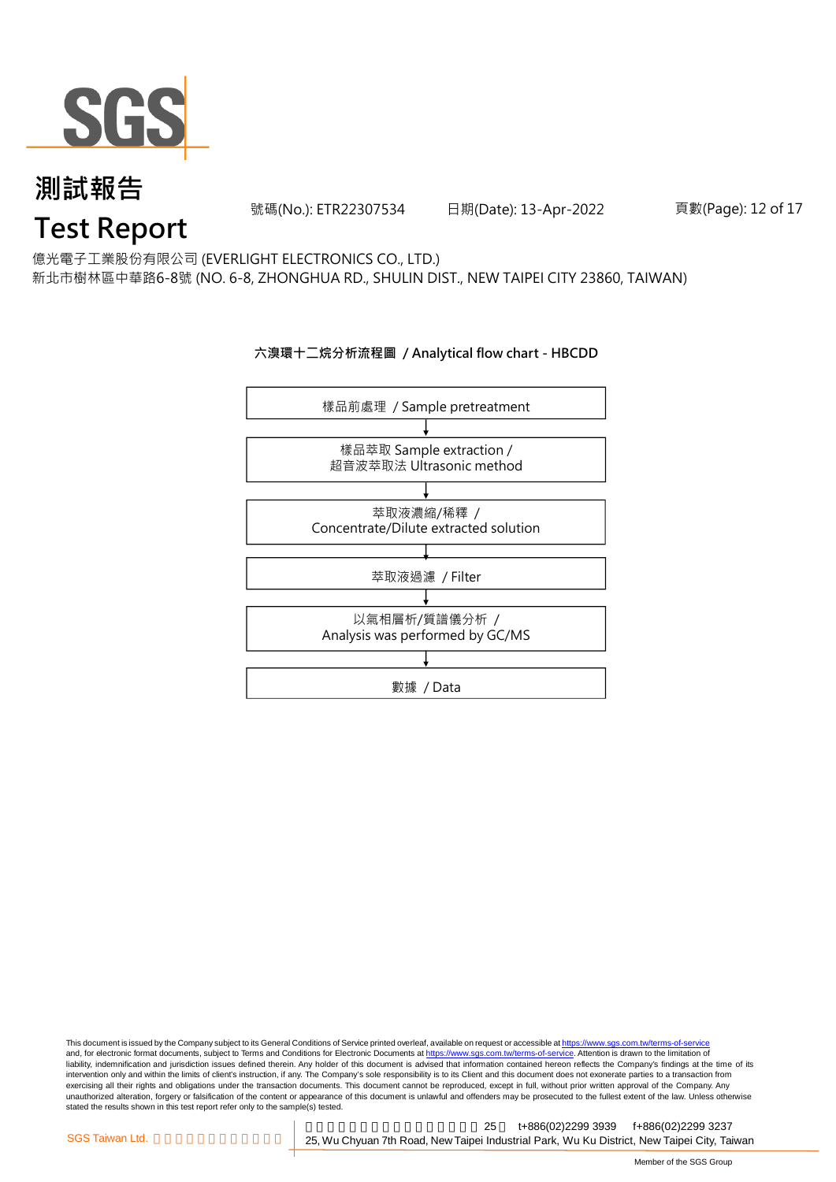# 測試報告
# Test Report

號碼(No.): ETR22307534　　日期(Date): 13-Apr-2022

億光電子工業股份有限公司 (EVERLIGHT ELECTRONICS CO., LTD.)
新北市樹林區中華路6-8號 (NO. 6-8, ZHONGHUA RD., SHULIN DIST., NEW TAIPEI CITY 23860, TAIWAN)

**六溴環十二烷分析流程圖 / Analytical flow chart - HBCDD**

樣品前處理 / Sample pretreatment

↓

樣品萃取 Sample extraction /
超音波萃取法 Ultrasonic method

↓

萃取液濃縮/稀釋 /
Concentrate/Dilute extracted solution

↓

萃取液過濾 / Filter

↓

以氣相層析/質譜儀分析 /
Analysis was performed by GC/MS

↓

數據 / Data

This document is issued by the Company subject to its General Conditions of Service printed overleaf, available on request or accessible at https://www.sgs.com.tw/terms-of-service and, for electronic format documents, subject to Terms and Conditions for Electronic Documents at https://www.sgs.com.tw/terms-of-service. Attention is drawn to the limitation of liability, indemnification and jurisdiction issues defined therein. Any holder of this document is advised that information contained hereon reflects the Company's findings at the time of its intervention only and within the limits of client's instruction, if any. The Company's sole responsibility is to its Client and this document does not exonerate parties to a transaction from exercising all their rights and obligations under the transaction documents. This document cannot be reproduced, except in full, without prior written approval of the Company. Any unauthorized alteration, forgery or falsification of the content or appearance of this document is unlawful and offenders may be prosecuted to the fullest extent of the law. Unless otherwise stated the results shown in this test report refer only to the sample(s) tested.

SGS Taiwan Ltd. 25, Wu Chyuan 7th Road, New Taipei Industrial Park, Wu Ku District, New Taipei City, Taiwan t+886(02)2299 3939 f+886(02)2299 3237

Member of the SGS Group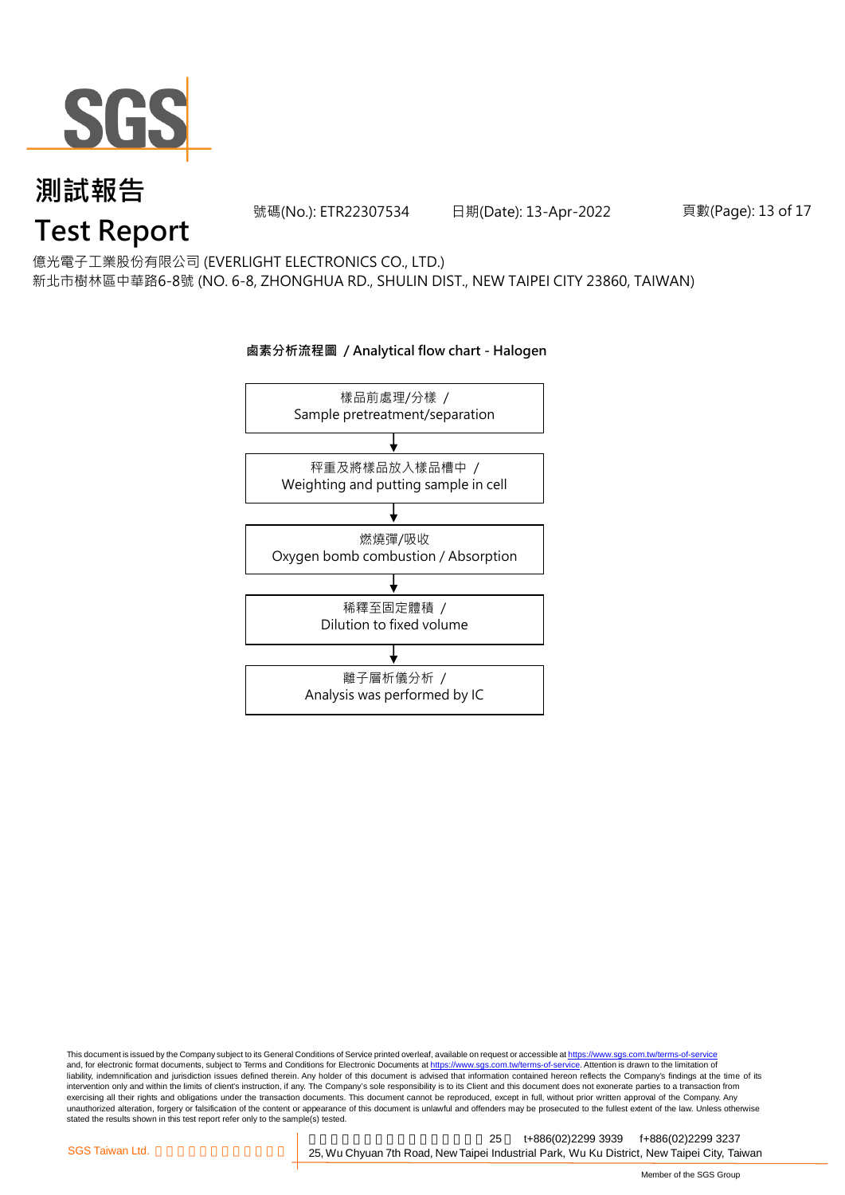# 測試報告
# Test Report

號碼(No.): ETR22307534　　日期(Date): 13-Apr-2022

億光電子工業股份有限公司 (EVERLIGHT ELECTRONICS CO., LTD.)
新北市樹林區中華路6-8號 (NO. 6-8, ZHONGHUA RD., SHULIN DIST., NEW TAIPEI CITY 23860, TAIWAN)

**鹵素分析流程圖 / Analytical flow chart - Halogen**

樣品前處理/分樣 /
Sample pretreatment/separation

↓

秤重及將樣品放入樣品槽中 /
Weighting and putting sample in cell

↓

燃燒彈/吸收
Oxygen bomb combustion / Absorption

↓

稀釋至固定體積 /
Dilution to fixed volume

↓

離子層析儀分析 /
Analysis was performed by IC

This document is issued by the Company subject to its General Conditions of Service printed overleaf, available on request or accessible at https://www.sgs.com.tw/terms-of-service and, for electronic format documents, subject to Terms and Conditions for Electronic Documents at https://www.sgs.com.tw/terms-of-service. Attention is drawn to the limitation of liability, indemnification and jurisdiction issues defined therein. Any holder of this document is advised that information contained hereon reflects the Company's findings at the time of its intervention only and within the limits of client's instruction, if any. The Company's sole responsibility is to its Client and this document does not exonerate parties to a transaction from exercising all their rights and obligations under the transaction documents. This document cannot be reproduced, except in full, without prior written approval of the Company. Any unauthorized alteration, forgery or falsification of the content or appearance of this document is unlawful and offenders may be prosecuted to the fullest extent of the law. Unless otherwise stated the results shown in this test report refer only to the sample(s) tested.

SGS Taiwan Ltd. | 25 t+886(02)2299 3939 f+886(02)2299 3237 | 25, Wu Chyuan 7th Road, New Taipei Industrial Park, Wu Ku District, New Taipei City, Taiwan

Member of the SGS Group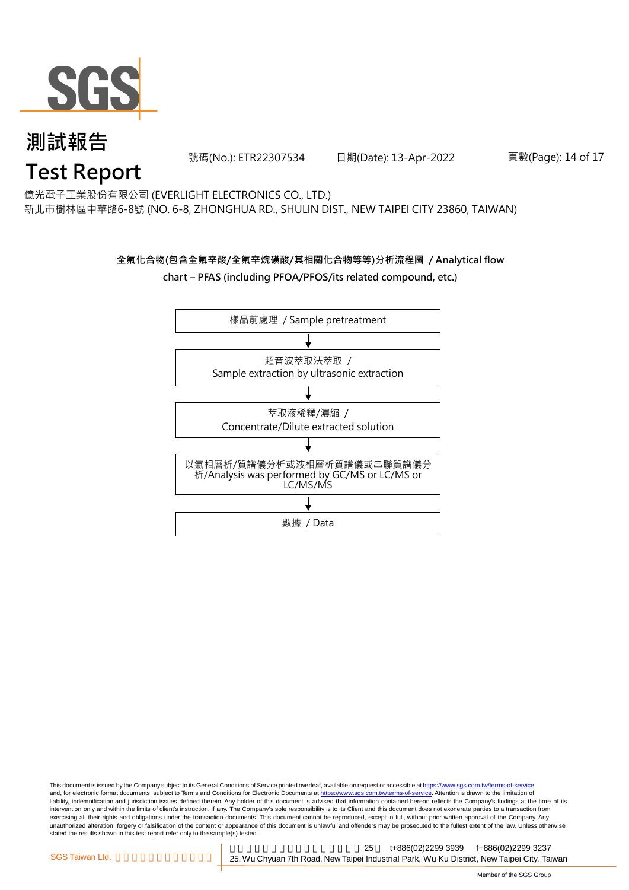# 測試報告

# Test Report

號碼(No.): ETR22307534　　日期(Date): 13-Apr-2022

億光電子工業股份有限公司 (EVERLIGHT ELECTRONICS CO., LTD.)
新北市樹林區中華路6-8號 (NO. 6-8, ZHONGHUA RD., SHULIN DIST., NEW TAIPEI CITY 23860, TAIWAN)

**全氟化合物(包含全氟辛酸/全氟辛烷磺酸/其相關化合物等等)分析流程圖 / Analytical flow chart – PFAS (including PFOA/PFOS/its related compound, etc.)**

樣品前處理 / Sample pretreatment

↓

超音波萃取法萃取 / Sample extraction by ultrasonic extraction

↓

萃取液稀釋/濃縮 / Concentrate/Dilute extracted solution

↓

以氣相層析/質譜儀分析或液相層析質譜儀或串聯質譜儀分析/Analysis was performed by GC/MS or LC/MS or LC/MS/MS

↓

數據 / Data

This document is issued by the Company subject to its General Conditions of Service printed overleaf, available on request or accessible at https://www.sgs.com.tw/terms-of-service and, for electronic format documents, subject to Terms and Conditions for Electronic Documents at https://www.sgs.com.tw/terms-of-service. Attention is drawn to the limitation of liability, indemnification and jurisdiction issues defined therein. Any holder of this document is advised that information contained hereon reflects the Company's findings at the time of its intervention only and within the limits of client's instruction, if any. The Company's sole responsibility is to its Client and this document does not exonerate parties to a transaction from exercising all their rights and obligations under the transaction documents. This document cannot be reproduced, except in full, without prior written approval of the Company. Any unauthorized alteration, forgery or falsification of the content or appearance of this document is unlawful and offenders may be prosecuted to the fullest extent of the law. Unless otherwise stated the results shown in this test report refer only to the sample(s) tested.

SGS Taiwan Ltd. | 25, Wu Chyuan 7th Road, New Taipei Industrial Park, Wu Ku District, New Taipei City, Taiwan | t+886(02)2299 3939 | f+886(02)2299 3237

Member of the SGS Group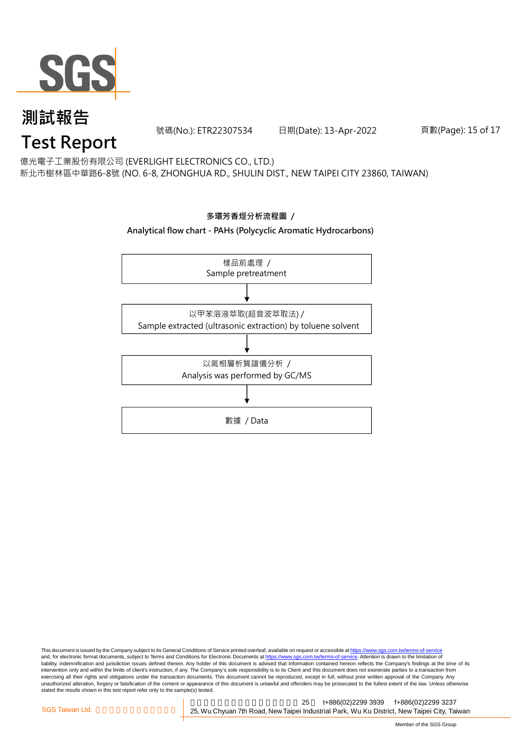# 測試報告
# Test Report

號碼(No.): ETR22307534 日期(Date): 13-Apr-2022

億光電子工業股份有限公司 (EVERLIGHT ELECTRONICS CO., LTD.)
新北市樹林區中華路6-8號 (NO. 6-8, ZHONGHUA RD., SHULIN DIST., NEW TAIPEI CITY 23860, TAIWAN)

**多環芳香烴分析流程圖 /**

**Analytical flow chart - PAHs (Polycyclic Aromatic Hydrocarbons)**

樣品前處理 /
Sample pretreatment

↓

以甲苯溶液萃取(超音波萃取法) /
Sample extracted (ultrasonic extraction) by toluene solvent

↓

以氣相層析質譜儀分析 /
Analysis was performed by GC/MS

↓

數據 / Data

This document is issued by the Company subject to its General Conditions of Service printed overleaf, available on request or accessible at https://www.sgs.com.tw/terms-of-service and, for electronic format documents, subject to Terms and Conditions for Electronic Documents at https://www.sgs.com.tw/terms-of-service. Attention is drawn to the limitation of liability, indemnification and jurisdiction issues defined therein. Any holder of this document is advised that information contained hereon reflects the Company's findings at the time of its intervention only and within the limits of client's instruction, if any. The Company's sole responsibility is to its Client and this document does not exonerate parties to a transaction from exercising all their rights and obligations under the transaction documents. This document cannot be reproduced, except in full, without prior written approval of the Company. Any unauthorized alteration, forgery or falsification of the content or appearance of this document is unlawful and offenders may be prosecuted to the fullest extent of the law. Unless otherwise stated the results shown in this test report refer only to the sample(s) tested.

SGS Taiwan Ltd. 台灣檢驗科技股份有限公司 | 新北市五股區新北產業園區五工路25號 t+886(02)2299 3939 f+886(02)2299 3237
25, Wu Chyuan 7th Road, New Taipei Industrial Park, Wu Ku District, New Taipei City, Taiwan

Member of the SGS Group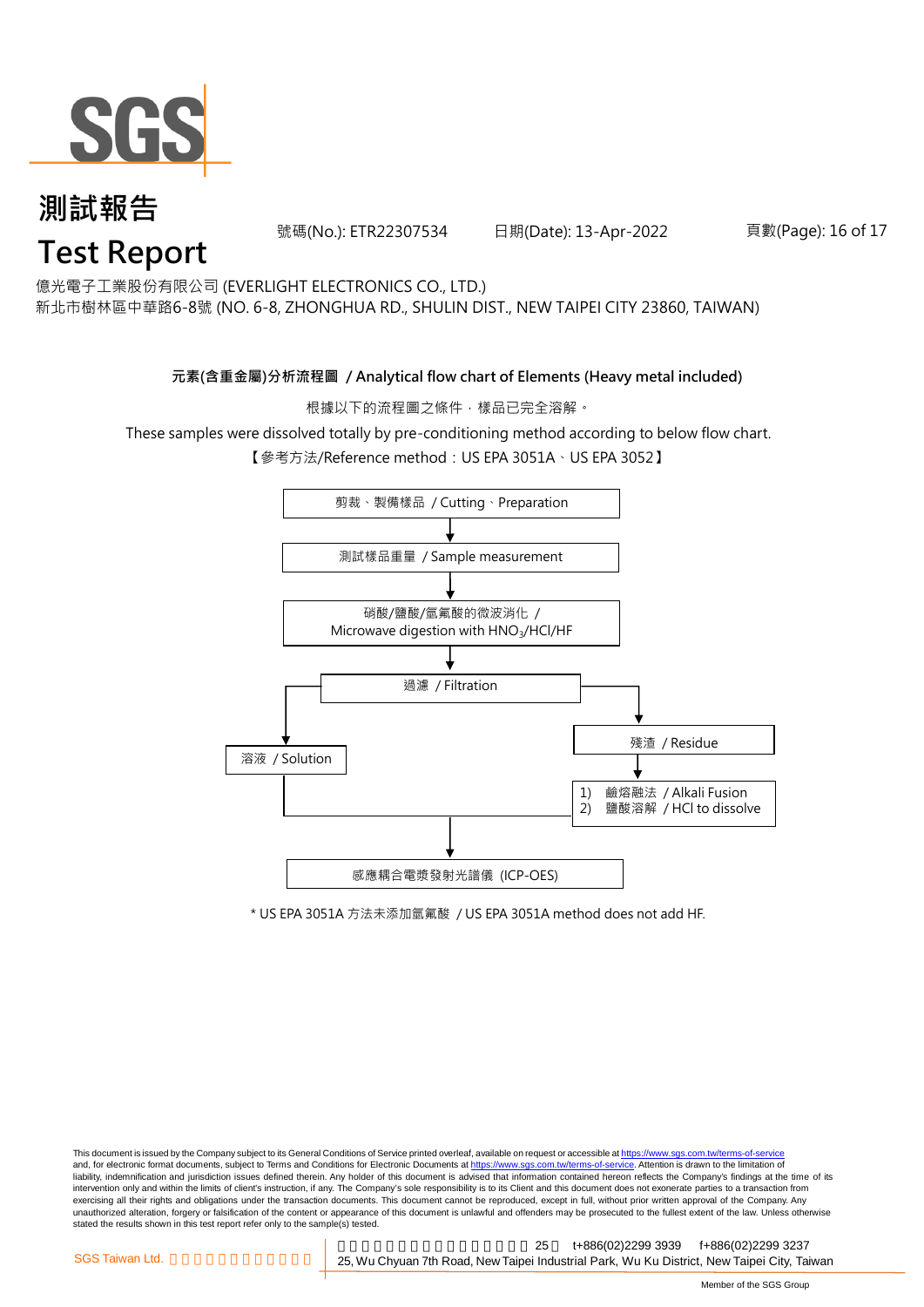# 測試報告

# Test Report

號碼(No.): ETR22307534 日期(Date): 13-Apr-2022

億光電子工業股份有限公司 (EVERLIGHT ELECTRONICS CO., LTD.)

新北市樹林區中華路6-8號 (NO. 6-8, ZHONGHUA RD., SHULIN DIST., NEW TAIPEI CITY 23860, TAIWAN)

**元素(含重金屬)分析流程圖 / Analytical flow chart of Elements (Heavy metal included)**

根據以下的流程圖之條件，樣品已完全溶解。

These samples were dissolved totally by pre-conditioning method according to below flow chart.

【參考方法/Reference method：US EPA 3051A、US EPA 3052】

剪裁、製備樣品 / Cutting、Preparation

↓

測試樣品重量 / Sample measurement

↓

硝酸/鹽酸/氫氟酸的微波消化 / Microwave digestion with $HNO_3$/HCl/HF

↓

過濾 / Filtration

- → 溶液 / Solution
- → 殘渣 / Residue → 1) 鹼熔融法 / Alkali Fusion 2) 鹽酸溶解 / HCl to dissolve

↓

感應耦合電漿發射光譜儀 (ICP-OES)

\* US EPA 3051A 方法未添加氫氟酸 / US EPA 3051A method does not add HF.

This document is issued by the Company subject to its General Conditions of Service printed overleaf, available on request or accessible at https://www.sgs.com.tw/terms-of-service and, for electronic format documents, subject to Terms and Conditions for Electronic Documents at https://www.sgs.com.tw/terms-of-service. Attention is drawn to the limitation of liability, indemnification and jurisdiction issues defined therein. Any holder of this document is advised that information contained hereon reflects the Company's findings at the time of its intervention only and within the limits of client's instruction, if any. The Company's sole responsibility is to its Client and this document does not exonerate parties to a transaction from exercising all their rights and obligations under the transaction documents. This document cannot be reproduced, except in full, without prior written approval of the Company. Any unauthorized alteration, forgery or falsification of the content or appearance of this document is unlawful and offenders may be prosecuted to the fullest extent of the law. Unless otherwise stated the results shown in this test report refer only to the sample(s) tested.

SGS Taiwan Ltd. 25, Wu Chyuan 7th Road, New Taipei Industrial Park, Wu Ku District, New Taipei City, Taiwan t+886(02)2299 3939 f+886(02)2299 3237

Member of the SGS Group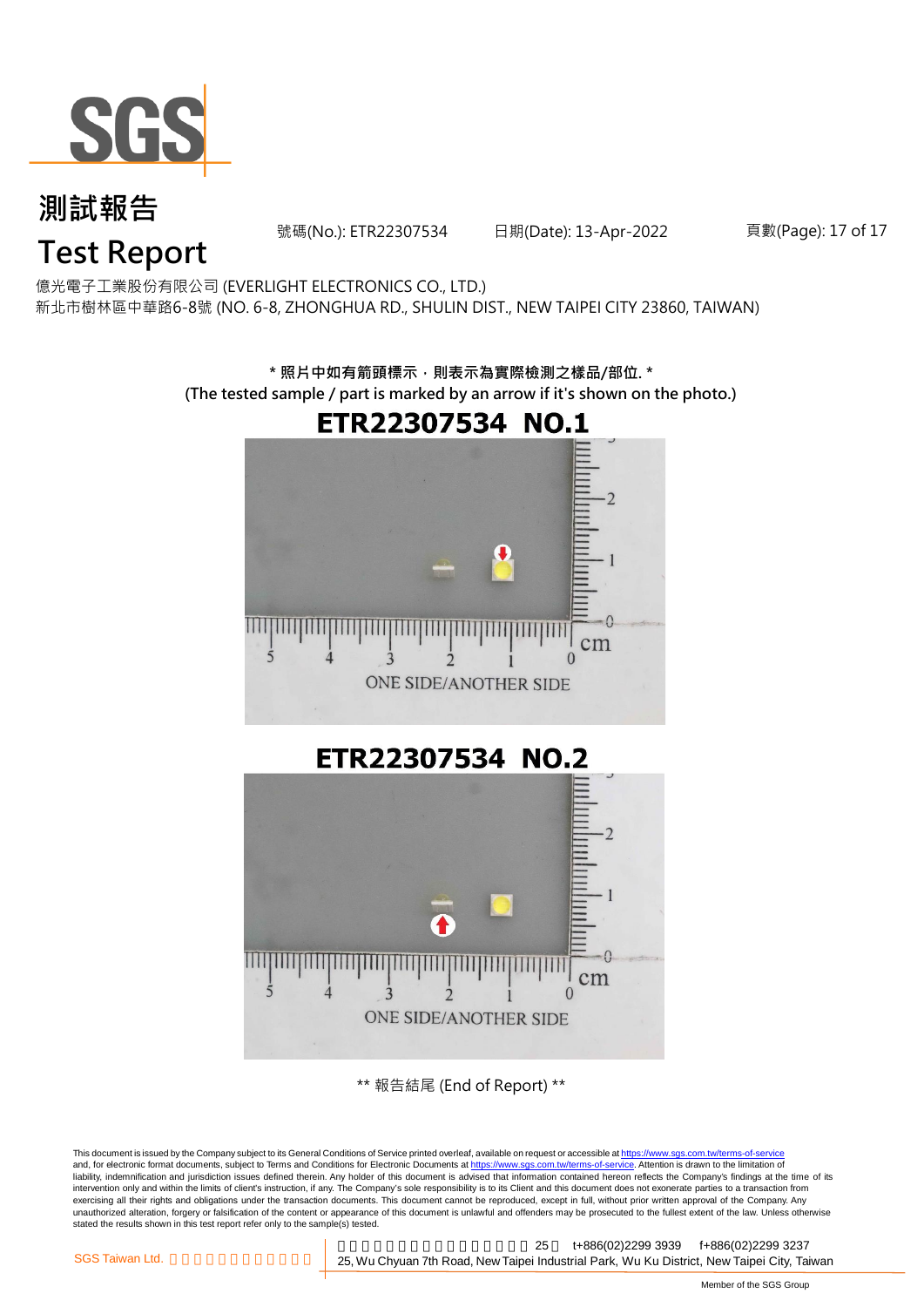# 測試報告
# Test Report

號碼(No.): ETR22307534 日期(Date): 13-Apr-2022

億光電子工業股份有限公司 (EVERLIGHT ELECTRONICS CO., LTD.)
新北市樹林區中華路6-8號 (NO. 6-8, ZHONGHUA RD., SHULIN DIST., NEW TAIPEI CITY 23860, TAIWAN)

**＊照片中如有箭頭標示，則表示為實際檢測之樣品/部位.＊**
**(The tested sample / part is marked by an arrow if it's shown on the photo.)**

**ETR22307534 NO.1**

ONE SIDE/ANOTHER SIDE

**ETR22307534 NO.2**

ONE SIDE/ANOTHER SIDE

** 報告結尾 (End of Report) **

This document is issued by the Company subject to its General Conditions of Service printed overleaf, available on request or accessible at https://www.sgs.com.tw/terms-of-service and, for electronic format documents, subject to Terms and Conditions for Electronic Documents at https://www.sgs.com.tw/terms-of-service. Attention is drawn to the limitation of liability, indemnification and jurisdiction issues defined therein. Any holder of this document is advised that information contained hereon reflects the Company's findings at the time of its intervention only and within the limits of client's instruction, if any. The Company's sole responsibility is to its Client and this document does not exonerate parties to a transaction from exercising all their rights and obligations under the transaction documents. This document cannot be reproduced, except in full, without prior written approval of the Company. Any unauthorized alteration, forgery or falsification of the content or appearance of this document is unlawful and offenders may be prosecuted to the fullest extent of the law. Unless otherwise stated the results shown in this test report refer only to the sample(s) tested.

SGS Taiwan Ltd. 25 t+886(02)2299 3939 f+886(02)2299 3237
25, Wu Chyuan 7th Road, New Taipei Industrial Park, Wu Ku District, New Taipei City, Taiwan

Member of the SGS Group